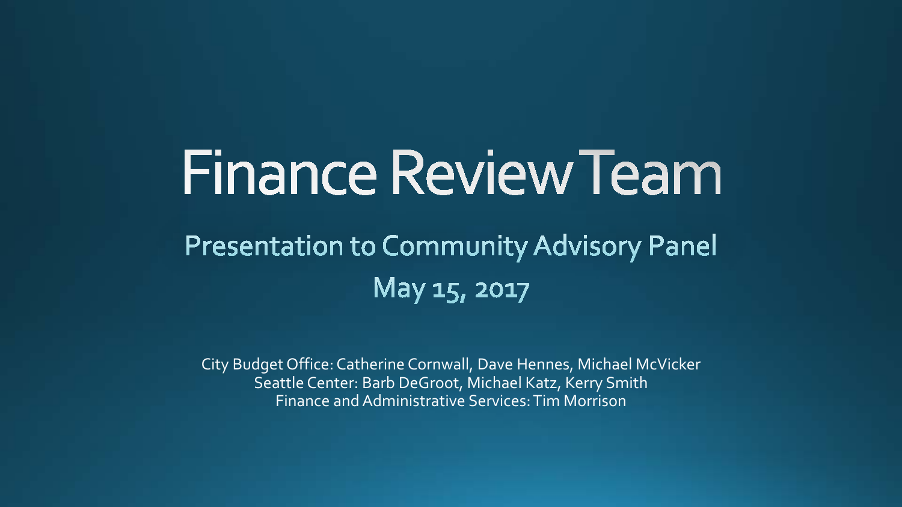# Finance Review Team

## Presentation to Community Advisory Panel

## May 15, 2017

City Budget Office: Catherine Cornwall, Dave Hennes, Michael McVicker
Seattle Center: Barb DeGroot, Michael Katz, Kerry Smith
Finance and Administrative Services: Tim Morrison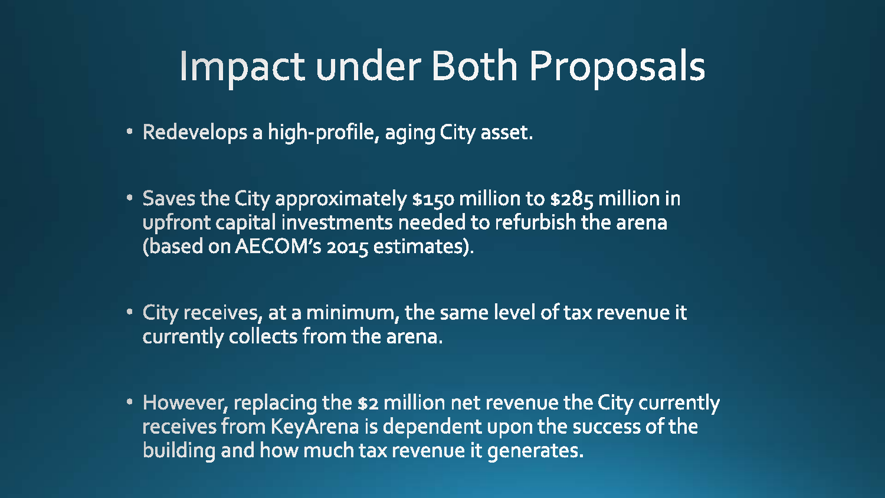# Impact under Both Proposals

- Redevelops a high-profile, aging City asset.
- Saves the City approximately $150 million to $285 million in upfront capital investments needed to refurbish the arena (based on AECOM's 2015 estimates).
- City receives, at a minimum, the same level of tax revenue it currently collects from the arena.
- However, replacing the $2 million net revenue the City currently receives from KeyArena is dependent upon the success of the building and how much tax revenue it generates.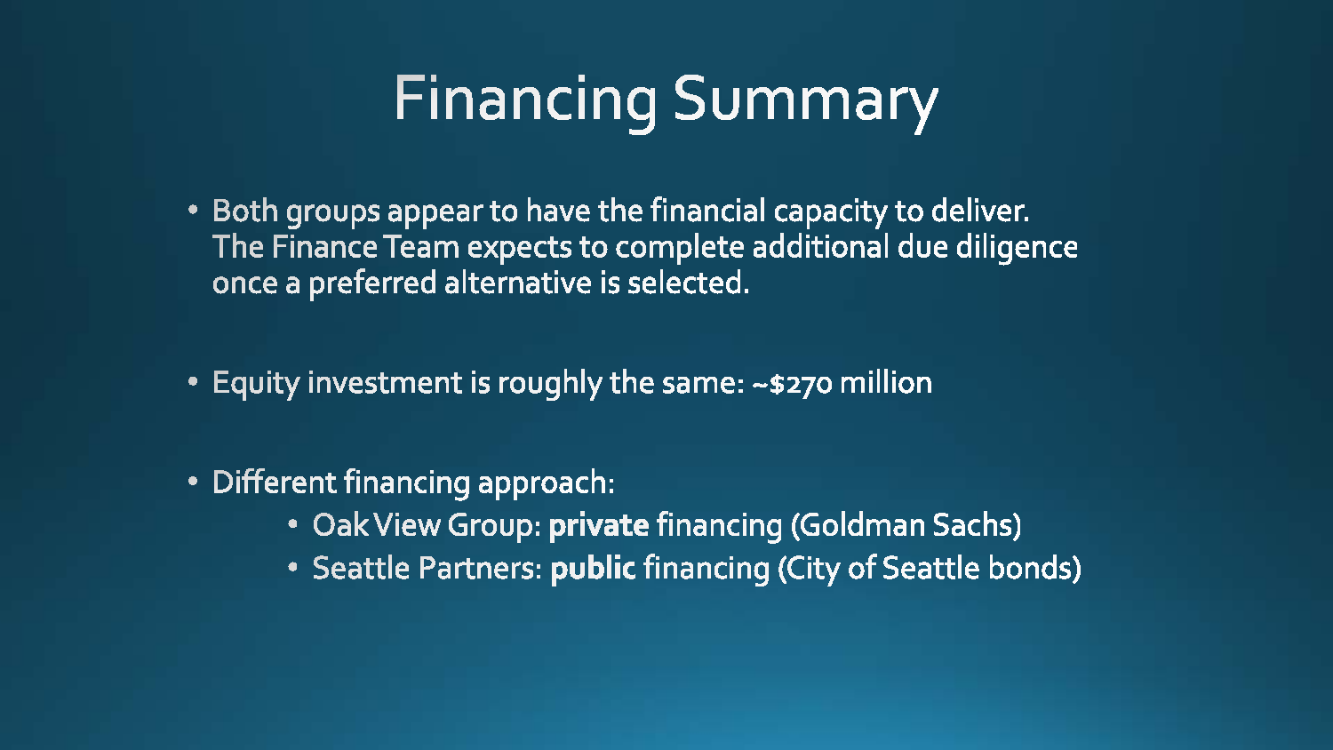# Financing Summary

- Both groups appear to have the financial capacity to deliver. The Finance Team expects to complete additional due diligence once a preferred alternative is selected.

- Equity investment is roughly the same: ~$270 million

- Different financing approach:
  - Oak View Group: **private** financing (Goldman Sachs)
  - Seattle Partners: **public** financing (City of Seattle bonds)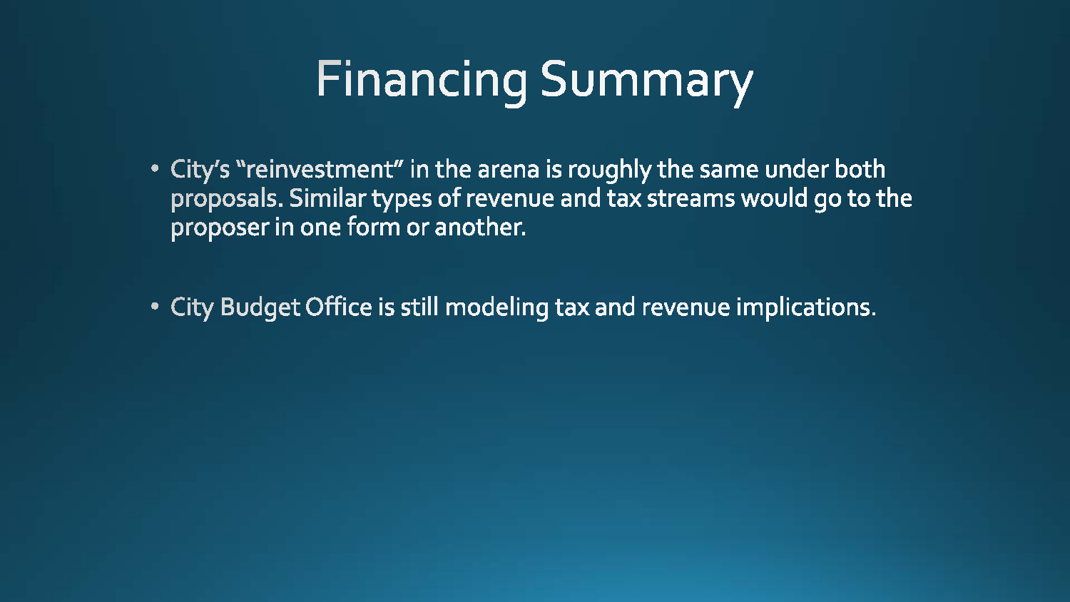# Financing Summary

- City's "reinvestment" in the arena is roughly the same under both proposals. Similar types of revenue and tax streams would go to the proposer in one form or another.

- City Budget Office is still modeling tax and revenue implications.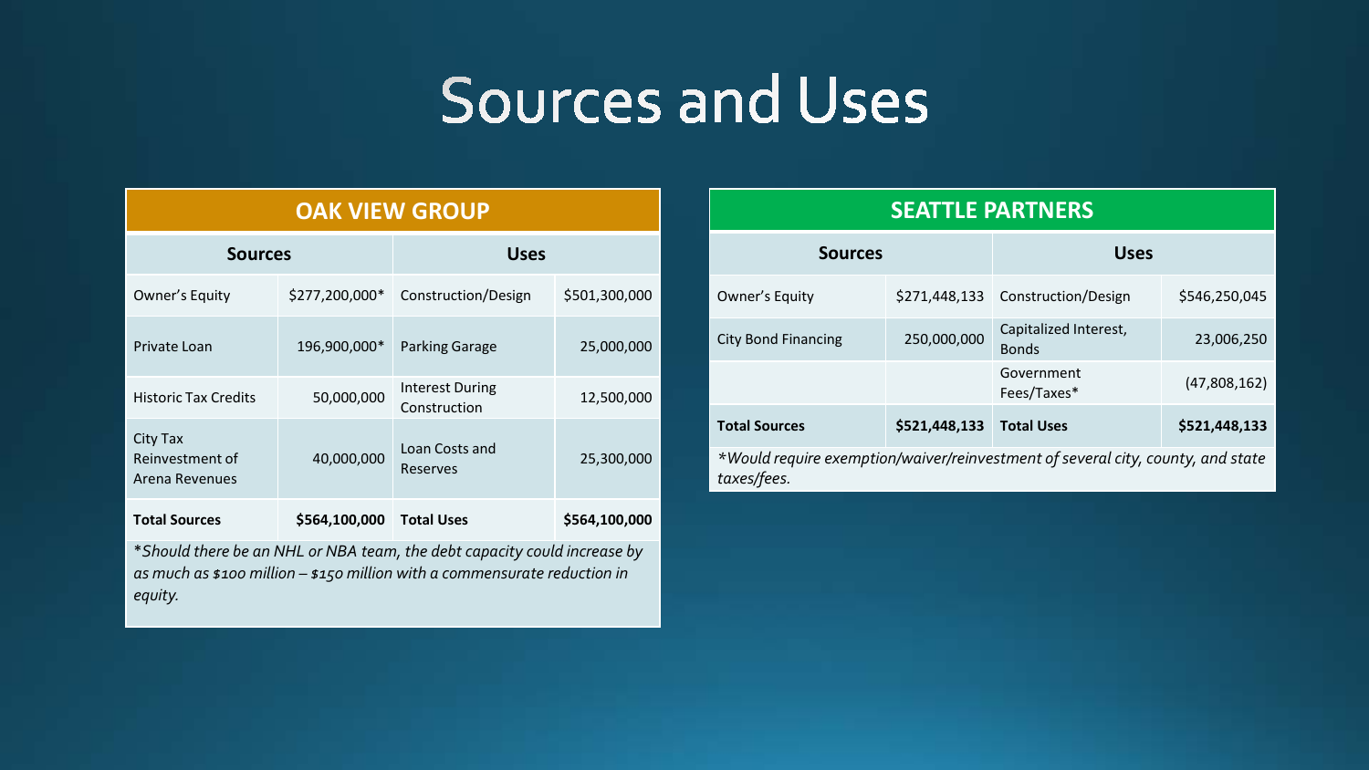# Sources and Uses

## OAK VIEW GROUP

| Sources | | Uses | |
|---|---|---|---|
| Owner's Equity | $277,200,000* | Construction/Design | $501,300,000 |
| Private Loan | 196,900,000* | Parking Garage | 25,000,000 |
| Historic Tax Credits | 50,000,000 | Interest During Construction | 12,500,000 |
| City Tax Reinvestment of Arena Revenues | 40,000,000 | Loan Costs and Reserves | 25,300,000 |
| **Total Sources** | **$564,100,000** | **Total Uses** | **$564,100,000** |

*\*Should there be an NHL or NBA team, the debt capacity could increase by as much as $100 million – $150 million with a commensurate reduction in equity.*

## SEATTLE PARTNERS

| Sources | | Uses | |
|---|---|---|---|
| Owner's Equity | $271,448,133 | Construction/Design | $546,250,045 |
| City Bond Financing | 250,000,000 | Capitalized Interest, Bonds | 23,006,250 |
| | | Government Fees/Taxes* | (47,808,162) |
| **Total Sources** | **$521,448,133** | **Total Uses** | **$521,448,133** |

*\*Would require exemption/waiver/reinvestment of several city, county, and state taxes/fees.*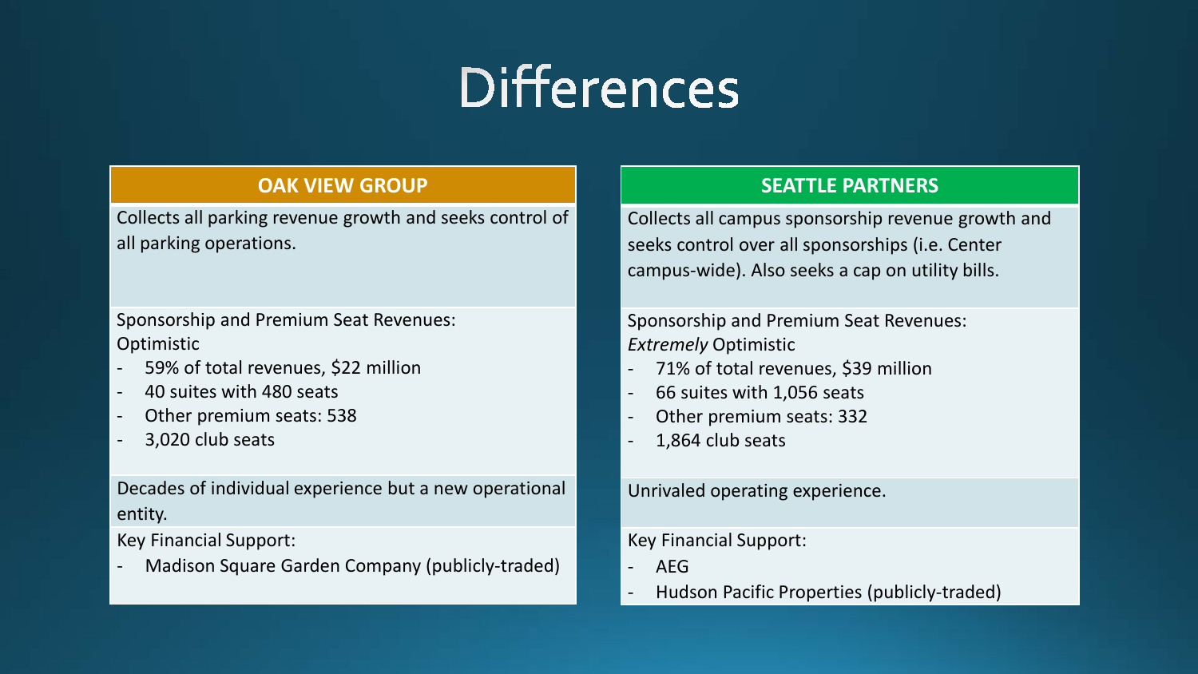# Differences

| OAK VIEW GROUP | SEATTLE PARTNERS |
| --- | --- |
| Collects all parking revenue growth and seeks control of all parking operations. | Collects all campus sponsorship revenue growth and seeks control over all sponsorships (i.e. Center campus-wide). Also seeks a cap on utility bills. |
| Sponsorship and Premium Seat Revenues: Optimistic<br>- 59% of total revenues, $22 million<br>- 40 suites with 480 seats<br>- Other premium seats: 538<br>- 3,020 club seats | Sponsorship and Premium Seat Revenues: *Extremely* Optimistic<br>- 71% of total revenues, $39 million<br>- 66 suites with 1,056 seats<br>- Other premium seats: 332<br>- 1,864 club seats |
| Decades of individual experience but a new operational entity. | Unrivaled operating experience. |
| Key Financial Support:<br>- Madison Square Garden Company (publicly-traded) | Key Financial Support:<br>- AEG<br>- Hudson Pacific Properties (publicly-traded) |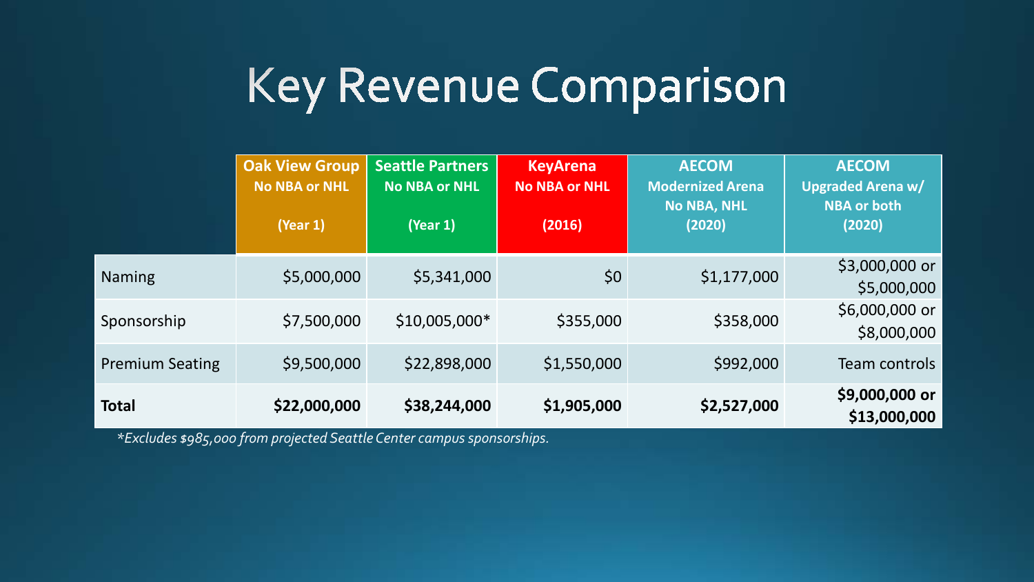# Key Revenue Comparison

| | Oak View Group No NBA or NHL (Year 1) | Seattle Partners No NBA or NHL (Year 1) | KeyArena No NBA or NHL (2016) | AECOM Modernized Arena No NBA, NHL (2020) | AECOM Upgraded Arena w/ NBA or both (2020) |
|---|---|---|---|---|---|
| Naming | $5,000,000 | $5,341,000 | $0 | $1,177,000 | $3,000,000 or $5,000,000 |
| Sponsorship | $7,500,000 | $10,005,000* | $355,000 | $358,000 | $6,000,000 or $8,000,000 |
| Premium Seating | $9,500,000 | $22,898,000 | $1,550,000 | $992,000 | Team controls |
| **Total** | **$22,000,000** | **$38,244,000** | **$1,905,000** | **$2,527,000** | **$9,000,000 or $13,000,000** |

*\*Excludes $985,000 from projected Seattle Center campus sponsorships.*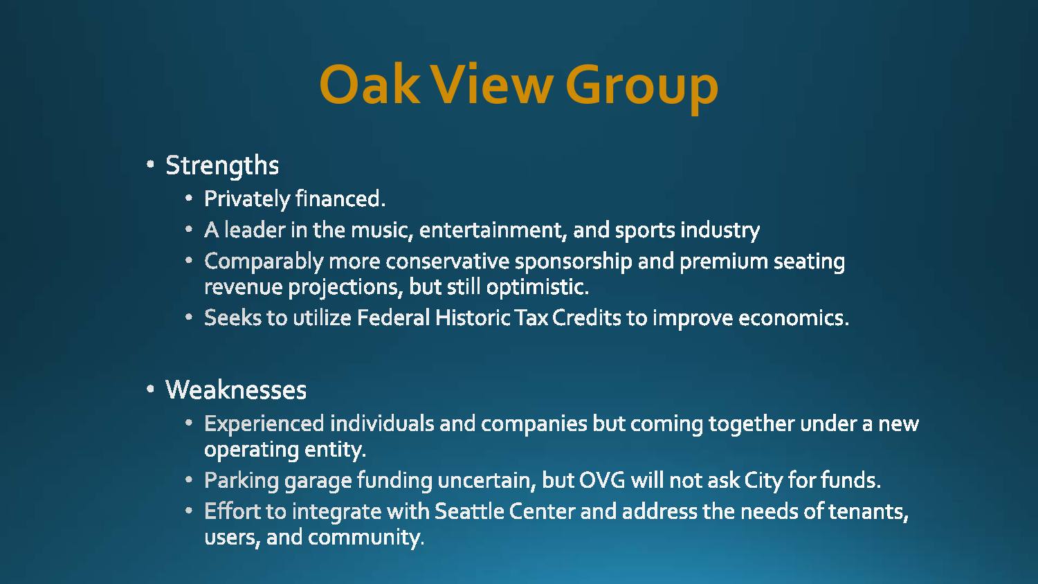# Oak View Group

- Strengths
  - Privately financed.
  - A leader in the music, entertainment, and sports industry
  - Comparably more conservative sponsorship and premium seating revenue projections, but still optimistic.
  - Seeks to utilize Federal Historic Tax Credits to improve economics.
- Weaknesses
  - Experienced individuals and companies but coming together under a new operating entity.
  - Parking garage funding uncertain, but OVG will not ask City for funds.
  - Effort to integrate with Seattle Center and address the needs of tenants, users, and community.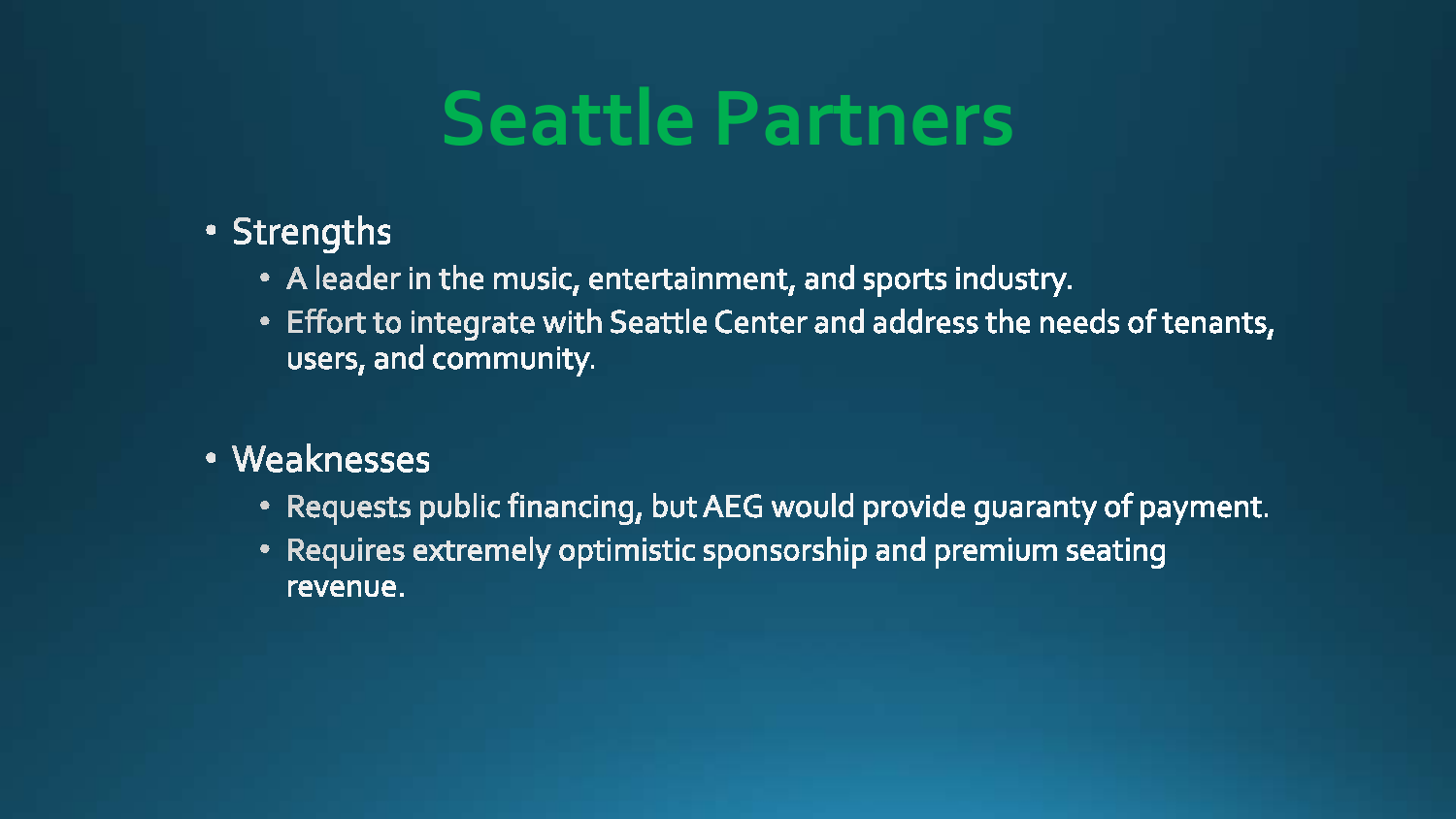# Seattle Partners

- Strengths
  - A leader in the music, entertainment, and sports industry.
  - Effort to integrate with Seattle Center and address the needs of tenants, users, and community.

- Weaknesses
  - Requests public financing, but AEG would provide guaranty of payment.
  - Requires extremely optimistic sponsorship and premium seating revenue.